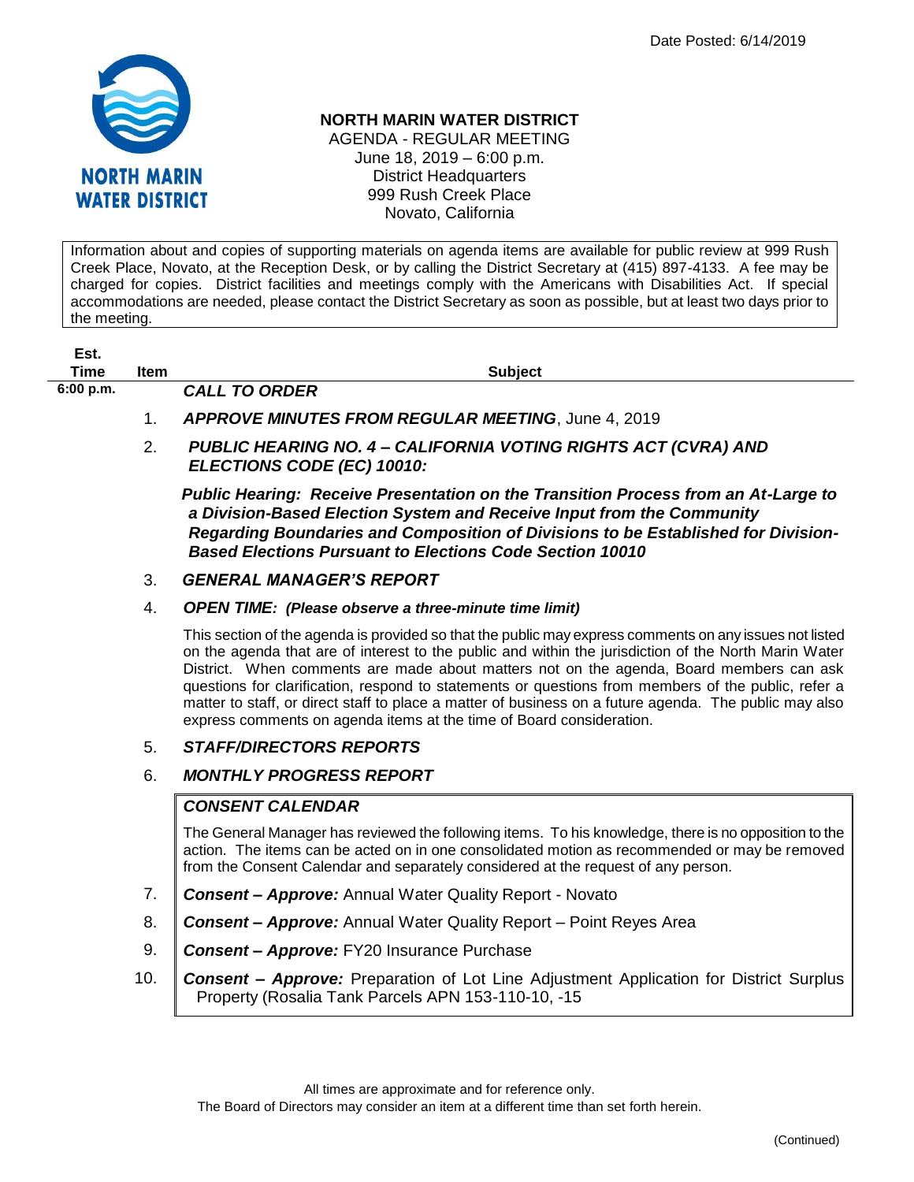Date Posted: 6/14/2019

NORTH MARIN WATER DISTRICT

# NORTH MARIN WATER DISTRICT

AGENDA - REGULAR MEETING
June 18, 2019 – 6:00 p.m.
District Headquarters
999 Rush Creek Place
Novato, California

Information about and copies of supporting materials on agenda items are available for public review at 999 Rush Creek Place, Novato, at the Reception Desk, or by calling the District Secretary at (415) 897-4133. A fee may be charged for copies. District facilities and meetings comply with the Americans with Disabilities Act. If special accommodations are needed, please contact the District Secretary as soon as possible, but at least two days prior to the meeting.

| Est. Time | Item | Subject |
|---|---|---|
| 6:00 p.m. | | ***CALL TO ORDER*** |
| | 1. | ***APPROVE MINUTES FROM REGULAR MEETING***, June 4, 2019 |
| | 2. | ***PUBLIC HEARING NO. 4 – CALIFORNIA VOTING RIGHTS ACT (CVRA) AND ELECTIONS CODE (EC) 10010:*** ***Public Hearing: Receive Presentation on the Transition Process from an At-Large to a Division-Based Election System and Receive Input from the Community Regarding Boundaries and Composition of Divisions to be Established for Division-Based Elections Pursuant to Elections Code Section 10010*** |
| | 3. | ***GENERAL MANAGER'S REPORT*** |
| | 4. | ***OPEN TIME: (Please observe a three-minute time limit)*** This section of the agenda is provided so that the public may express comments on any issues not listed on the agenda that are of interest to the public and within the jurisdiction of the North Marin Water District. When comments are made about matters not on the agenda, Board members can ask questions for clarification, respond to statements or questions from members of the public, refer a matter to staff, or direct staff to place a matter of business on a future agenda. The public may also express comments on agenda items at the time of Board consideration. |
| | 5. | ***STAFF/DIRECTORS REPORTS*** |
| | 6. | ***MONTHLY PROGRESS REPORT*** |
| | | ***CONSENT CALENDAR*** The General Manager has reviewed the following items. To his knowledge, there is no opposition to the action. The items can be acted on in one consolidated motion as recommended or may be removed from the Consent Calendar and separately considered at the request of any person. |
| | 7. | ***Consent – Approve:*** Annual Water Quality Report - Novato |
| | 8. | ***Consent – Approve:*** Annual Water Quality Report – Point Reyes Area |
| | 9. | ***Consent – Approve:*** FY20 Insurance Purchase |
| | 10. | ***Consent – Approve:*** Preparation of Lot Line Adjustment Application for District Surplus Property (Rosalia Tank Parcels APN 153-110-10, -15 |

All times are approximate and for reference only.
The Board of Directors may consider an item at a different time than set forth herein.

(Continued)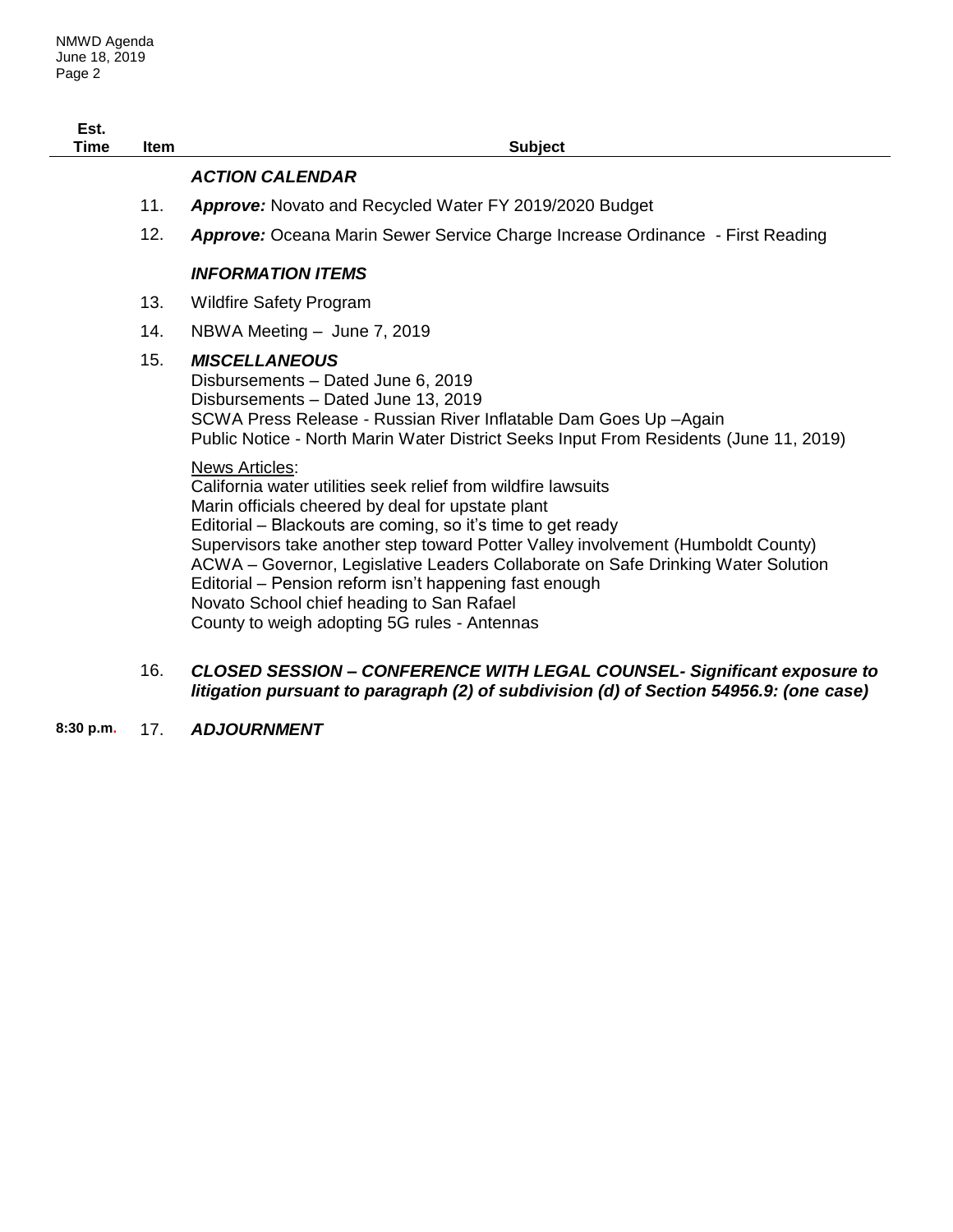| Est. Time | Item | Subject |
|---|---|---|
| | | ***ACTION CALENDAR*** |
| | 11. | ***Approve:*** Novato and Recycled Water FY 2019/2020 Budget |
| | 12. | ***Approve:*** Oceana Marin Sewer Service Charge Increase Ordinance - First Reading |
| | | ***INFORMATION ITEMS*** |
| | 13. | Wildfire Safety Program |
| | 14. | NBWA Meeting – June 7, 2019 |
| | 15. | ***MISCELLANEOUS*** |
| | | Disbursements – Dated June 6, 2019 |
| | | Disbursements – Dated June 13, 2019 |
| | | SCWA Press Release - Russian River Inflatable Dam Goes Up –Again |
| | | Public Notice - North Marin Water District Seeks Input From Residents (June 11, 2019) |
| | | News Articles: |
| | | California water utilities seek relief from wildfire lawsuits |
| | | Marin officials cheered by deal for upstate plant |
| | | Editorial – Blackouts are coming, so it's time to get ready |
| | | Supervisors take another step toward Potter Valley involvement (Humboldt County) |
| | | ACWA – Governor, Legislative Leaders Collaborate on Safe Drinking Water Solution |
| | | Editorial – Pension reform isn't happening fast enough |
| | | Novato School chief heading to San Rafael |
| | | County to weigh adopting 5G rules - Antennas |
| | 16. | ***CLOSED SESSION – CONFERENCE WITH LEGAL COUNSEL- Significant exposure to litigation pursuant to paragraph (2) of subdivision (d) of Section 54956.9: (one case)*** |
| 8:30 p.m. | 17. | ***ADJOURNMENT*** |